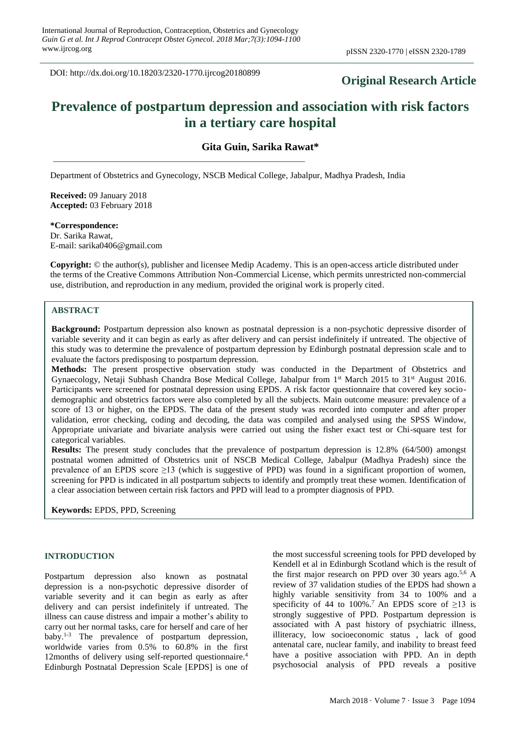DOI: http://dx.doi.org/10.18203/2320-1770.ijrcog20180899

**Original Research Article**

# Prevalence of postpartum depression and association with risk factors in a tertiary care hospital

**Gita Guin, Sarika Rawat***

Department of Obstetrics and Gynecology, NSCB Medical College, Jabalpur, Madhya Pradesh, India

**Received:** 09 January 2018
**Accepted:** 03 February 2018

***Correspondence:**
Dr. Sarika Rawat,
E-mail: sarika0406@gmail.com

**Copyright:** © the author(s), publisher and licensee Medip Academy. This is an open-access article distributed under the terms of the Creative Commons Attribution Non-Commercial License, which permits unrestricted non-commercial use, distribution, and reproduction in any medium, provided the original work is properly cited.

## ABSTRACT

**Background:** Postpartum depression also known as postnatal depression is a non-psychotic depressive disorder of variable severity and it can begin as early as after delivery and can persist indefinitely if untreated. The objective of this study was to determine the prevalence of postpartum depression by Edinburgh postnatal depression scale and to evaluate the factors predisposing to postpartum depression.

**Methods:** The present prospective observation study was conducted in the Department of Obstetrics and Gynaecology, Netaji Subhash Chandra Bose Medical College, Jabalpur from 1st March 2015 to 31st August 2016. Participants were screened for postnatal depression using EPDS. A risk factor questionnaire that covered key socio-demographic and obstetrics factors were also completed by all the subjects. Main outcome measure: prevalence of a score of 13 or higher, on the EPDS. The data of the present study was recorded into computer and after proper validation, error checking, coding and decoding, the data was compiled and analysed using the SPSS Window, Appropriate univariate and bivariate analysis were carried out using the fisher exact test or Chi-square test for categorical variables.

**Results:** The present study concludes that the prevalence of postpartum depression is 12.8% (64/500) amongst postnatal women admitted of Obstetrics unit of NSCB Medical College, Jabalpur (Madhya Pradesh) since the prevalence of an EPDS score ≥13 (which is suggestive of PPD) was found in a significant proportion of women, screening for PPD is indicated in all postpartum subjects to identify and promptly treat these women. Identification of a clear association between certain risk factors and PPD will lead to a prompter diagnosis of PPD.

**Keywords:** EPDS, PPD, Screening

## INTRODUCTION

Postpartum depression also known as postnatal depression is a non-psychotic depressive disorder of variable severity and it can begin as early as after delivery and can persist indefinitely if untreated. The illness can cause distress and impair a mother's ability to carry out her normal tasks, care for herself and care of her baby.[1-3] The prevalence of postpartum depression, worldwide varies from 0.5% to 60.8% in the first 12months of delivery using self-reported questionnaire.[4] Edinburgh Postnatal Depression Scale [EPDS] is one of the most successful screening tools for PPD developed by Kendell et al in Edinburgh Scotland which is the result of the first major research on PPD over 30 years ago.[5,6] A review of 37 validation studies of the EPDS had shown a highly variable sensitivity from 34 to 100% and a specificity of 44 to 100%.[7] An EPDS score of ≥13 is strongly suggestive of PPD. Postpartum depression is associated with A past history of psychiatric illness, illiteracy, low socioeconomic status , lack of good antenatal care, nuclear family, and inability to breast feed have a positive association with PPD. An in depth psychosocial analysis of PPD reveals a positive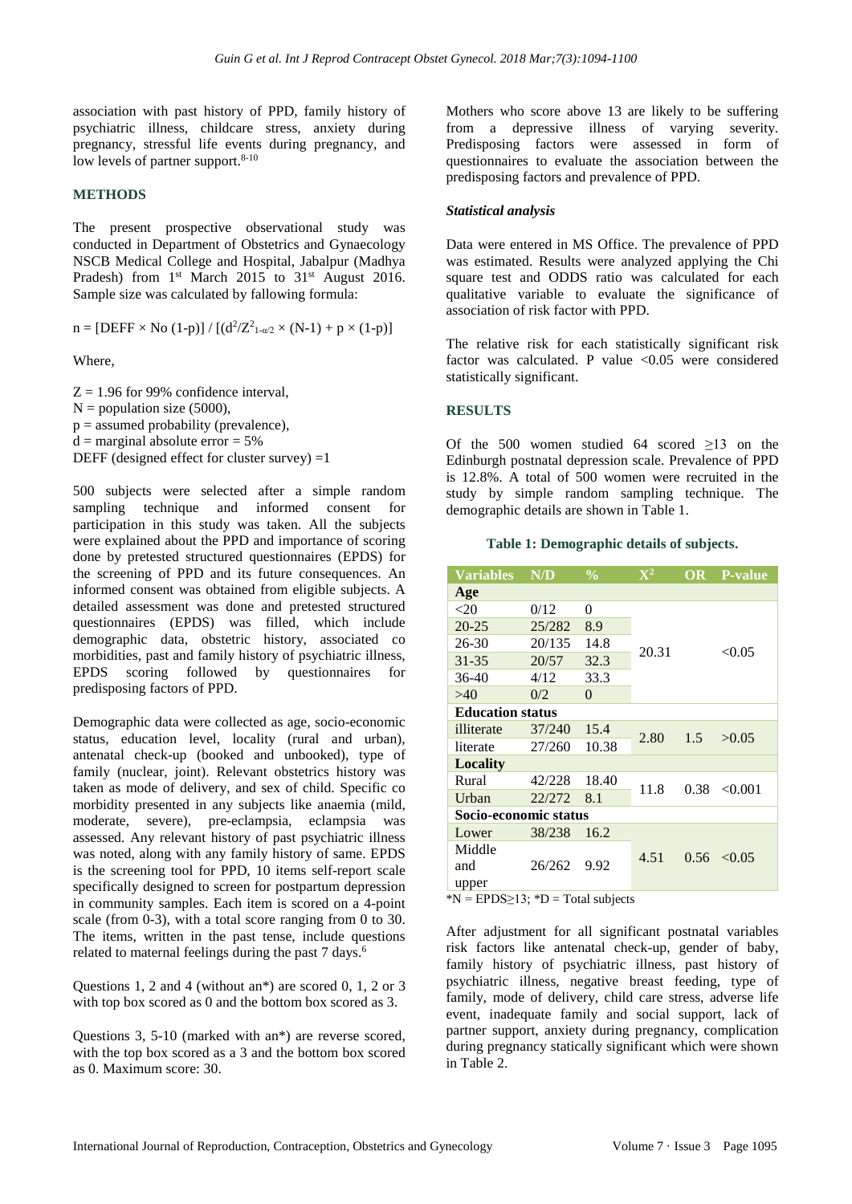association with past history of PPD, family history of psychiatric illness, childcare stress, anxiety during pregnancy, stressful life events during pregnancy, and low levels of partner support.[8-10]

## METHODS

The present prospective observational study was conducted in Department of Obstetrics and Gynaecology NSCB Medical College and Hospital, Jabalpur (Madhya Pradesh) from 1[st] March 2015 to 31[st] August 2016. Sample size was calculated by fallowing formula:

$$n = [DEFF \times No\ (1\text{-}p)] / [(d^2/Z^2_{1-\alpha/2} \times (N\text{-}1) + p \times (1\text{-}p)]$$

Where,

Z = 1.96 for 99% confidence interval,  
N = population size (5000),  
p = assumed probability (prevalence),  
d = marginal absolute error = 5%  
DEFF (designed effect for cluster survey) =1

500 subjects were selected after a simple random sampling technique and informed consent for participation in this study was taken. All the subjects were explained about the PPD and importance of scoring done by pretested structured questionnaires (EPDS) for the screening of PPD and its future consequences. An informed consent was obtained from eligible subjects. A detailed assessment was done and pretested structured questionnaires (EPDS) was filled, which include demographic data, obstetric history, associated co morbidities, past and family history of psychiatric illness, EPDS scoring followed by questionnaires for predisposing factors of PPD.

Demographic data were collected as age, socio-economic status, education level, locality (rural and urban), antenatal check-up (booked and unbooked), type of family (nuclear, joint). Relevant obstetrics history was taken as mode of delivery, and sex of child. Specific co morbidity presented in any subjects like anaemia (mild, moderate, severe), pre-eclampsia, eclampsia was assessed. Any relevant history of past psychiatric illness was noted, along with any family history of same. EPDS is the screening tool for PPD, 10 items self-report scale specifically designed to screen for postpartum depression in community samples. Each item is scored on a 4-point scale (from 0-3), with a total score ranging from 0 to 30. The items, written in the past tense, include questions related to maternal feelings during the past 7 days.[6]

Questions 1, 2 and 4 (without an*) are scored 0, 1, 2 or 3 with top box scored as 0 and the bottom box scored as 3.

Questions 3, 5-10 (marked with an*) are reverse scored, with the top box scored as a 3 and the bottom box scored as 0. Maximum score: 30.

Mothers who score above 13 are likely to be suffering from a depressive illness of varying severity. Predisposing factors were assessed in form of questionnaires to evaluate the association between the predisposing factors and prevalence of PPD.

### *Statistical analysis*

Data were entered in MS Office. The prevalence of PPD was estimated. Results were analyzed applying the Chi square test and ODDS ratio was calculated for each qualitative variable to evaluate the significance of association of risk factor with PPD.

The relative risk for each statistically significant risk factor was calculated. P value <0.05 were considered statistically significant.

## RESULTS

Of the 500 women studied 64 scored ≥13 on the Edinburgh postnatal depression scale. Prevalence of PPD is 12.8%. A total of 500 women were recruited in the study by simple random sampling technique. The demographic details are shown in Table 1.

**Table 1: Demographic details of subjects.**

| Variables | N/D | % | $X^2$ | OR | P-value |
|---|---|---|---|---|---|
| **Age** | | | | | |
| <20 | 0/12 | 0 | 20.31 | | <0.05 |
| 20-25 | 25/282 | 8.9 | | | |
| 26-30 | 20/135 | 14.8 | | | |
| 31-35 | 20/57 | 32.3 | | | |
| 36-40 | 4/12 | 33.3 | | | |
| >40 | 0/2 | 0 | | | |
| **Education status** | | | | | |
| illiterate | 37/240 | 15.4 | 2.80 | 1.5 | >0.05 |
| literate | 27/260 | 10.38 | | | |
| **Locality** | | | | | |
| Rural | 42/228 | 18.40 | 11.8 | 0.38 | <0.001 |
| Urban | 22/272 | 8.1 | | | |
| **Socio-economic status** | | | | | |
| Lower | 38/238 | 16.2 | 4.51 | 0.56 | <0.05 |
| Middle and upper | 26/262 | 9.92 | | | |

*N = EPDS≥13; *D = Total subjects

After adjustment for all significant postnatal variables risk factors like antenatal check-up, gender of baby, family history of psychiatric illness, past history of psychiatric illness, negative breast feeding, type of family, mode of delivery, child care stress, adverse life event, inadequate family and social support, lack of partner support, anxiety during pregnancy, complication during pregnancy statically significant which were shown in Table 2.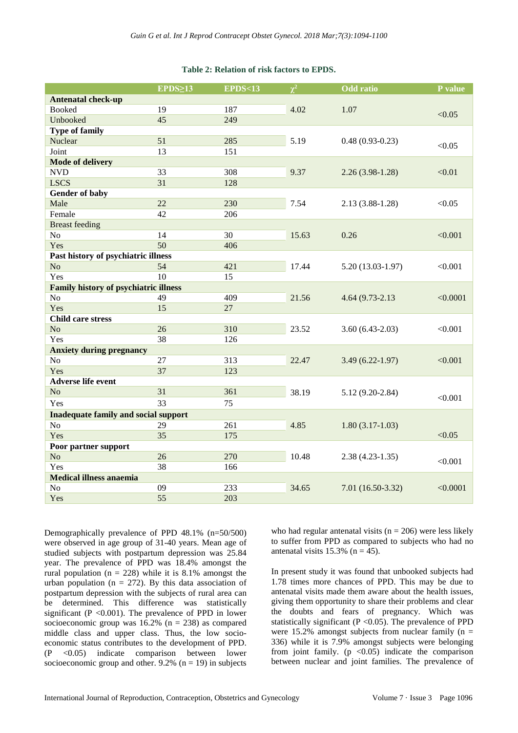**Table 2: Relation of risk factors to EPDS.**

| | EPDS≥13 | EPDS<13 | $\chi^2$ | Odd ratio | P value |
|---|---|---|---|---|---|
| **Antenatal check-up** | | | | | |
| Booked | 19 | 187 | 4.02 | 1.07 | <0.05 |
| Unbooked | 45 | 249 | | | |
| **Type of family** | | | | | |
| Nuclear | 51 | 285 | 5.19 | 0.48 (0.93-0.23) | <0.05 |
| Joint | 13 | 151 | | | |
| **Mode of delivery** | | | | | |
| NVD | 33 | 308 | 9.37 | 2.26 (3.98-1.28) | <0.01 |
| LSCS | 31 | 128 | | | |
| **Gender of baby** | | | | | |
| Male | 22 | 230 | 7.54 | 2.13 (3.88-1.28) | <0.05 |
| Female | 42 | 206 | | | |
| Breast feeding | | | | | |
| No | 14 | 30 | 15.63 | 0.26 | <0.001 |
| Yes | 50 | 406 | | | |
| **Past history of psychiatric illness** | | | | | |
| No | 54 | 421 | 17.44 | 5.20 (13.03-1.97) | <0.001 |
| Yes | 10 | 15 | | | |
| **Family history of psychiatric illness** | | | | | |
| No | 49 | 409 | 21.56 | 4.64 (9.73-2.13 | <0.0001 |
| Yes | 15 | 27 | | | |
| **Child care stress** | | | | | |
| No | 26 | 310 | 23.52 | 3.60 (6.43-2.03) | <0.001 |
| Yes | 38 | 126 | | | |
| **Anxiety during pregnancy** | | | | | |
| No | 27 | 313 | 22.47 | 3.49 (6.22-1.97) | <0.001 |
| Yes | 37 | 123 | | | |
| **Adverse life event** | | | | | |
| No | 31 | 361 | 38.19 | 5.12 (9.20-2.84) | <0.001 |
| Yes | 33 | 75 | | | |
| **Inadequate family and social support** | | | | | |
| No | 29 | 261 | 4.85 | 1.80 (3.17-1.03) | |
| Yes | 35 | 175 | | | <0.05 |
| **Poor partner support** | | | | | |
| No | 26 | 270 | 10.48 | 2.38 (4.23-1.35) | <0.001 |
| Yes | 38 | 166 | | | |
| **Medical illness anaemia** | | | | | |
| No | 09 | 233 | 34.65 | 7.01 (16.50-3.32) | <0.0001 |
| Yes | 55 | 203 | | | |

Demographically prevalence of PPD 48.1% (n=50/500) were observed in age group of 31-40 years. Mean age of studied subjects with postpartum depression was 25.84 year. The prevalence of PPD was 18.4% amongst the rural population (n = 228) while it is 8.1% amongst the urban population (n = 272). By this data association of postpartum depression with the subjects of rural area can be determined. This difference was statistically significant (P <0.001). The prevalence of PPD in lower socioeconomic group was 16.2% (n = 238) as compared middle class and upper class. Thus, the low socio-economic status contributes to the development of PPD. (P <0.05) indicate comparison between lower socioeconomic group and other. 9.2% (n = 19) in subjects who had regular antenatal visits (n = 206) were less likely to suffer from PPD as compared to subjects who had no antenatal visits 15.3% (n = 45).

In present study it was found that unbooked subjects had 1.78 times more chances of PPD. This may be due to antenatal visits made them aware about the health issues, giving them opportunity to share their problems and clear the doubts and fears of pregnancy. Which was statistically significant (P <0.05). The prevalence of PPD were 15.2% amongst subjects from nuclear family (n = 336) while it is 7.9% amongst subjects were belonging from joint family. (p <0.05) indicate the comparison between nuclear and joint families. The prevalence of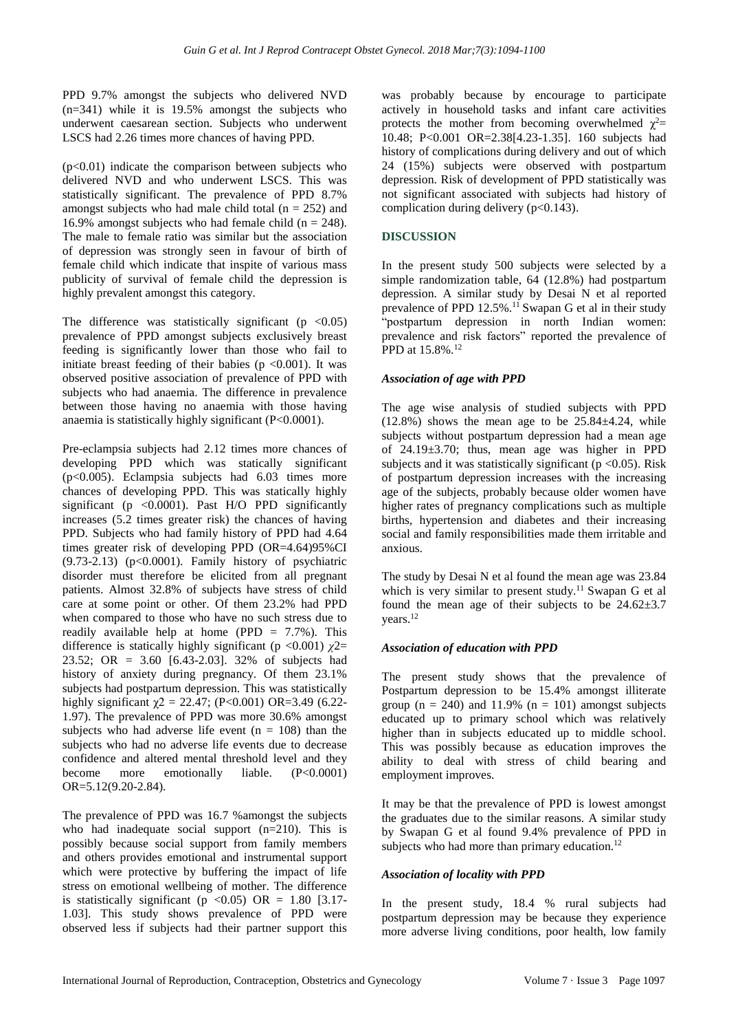PPD 9.7% amongst the subjects who delivered NVD (n=341) while it is 19.5% amongst the subjects who underwent caesarean section. Subjects who underwent LSCS had 2.26 times more chances of having PPD.

($p<0.01$) indicate the comparison between subjects who delivered NVD and who underwent LSCS. This was statistically significant. The prevalence of PPD 8.7% amongst subjects who had male child total (n = 252) and 16.9% amongst subjects who had female child (n = 248). The male to female ratio was similar but the association of depression was strongly seen in favour of birth of female child which indicate that inspite of various mass publicity of survival of female child the depression is highly prevalent amongst this category.

The difference was statistically significant ($p<0.05$) prevalence of PPD amongst subjects exclusively breast feeding is significantly lower than those who fail to initiate breast feeding of their babies ($p<0.001$). It was observed positive association of prevalence of PPD with subjects who had anaemia. The difference in prevalence between those having no anaemia with those having anaemia is statistically highly significant ($P<0.0001$).

Pre-eclampsia subjects had 2.12 times more chances of developing PPD which was statically significant ($p<0.005$). Eclampsia subjects had 6.03 times more chances of developing PPD. This was statically highly significant ($p<0.0001$). Past H/O PPD significantly increases (5.2 times greater risk) the chances of having PPD. Subjects who had family history of PPD had 4.64 times greater risk of developing PPD (OR=4.64)95%CI (9.73-2.13) ($p<0.0001$). Family history of psychiatric disorder must therefore be elicited from all pregnant patients. Almost 32.8% of subjects have stress of child care at some point or other. Of them 23.2% had PPD when compared to those who have no such stress due to readily available help at home (PPD = 7.7%). This difference is statically highly significant ($p<0.001$) $\chi^2$= 23.52; OR = 3.60 [6.43-2.03]. 32% of subjects had history of anxiety during pregnancy. Of them 23.1% subjects had postpartum depression. This was statistically highly significant $\chi^2$ = 22.47; ($P<0.001$) OR=3.49 (6.22-1.97). The prevalence of PPD was more 30.6% amongst subjects who had adverse life event (n = 108) than the subjects who had no adverse life events due to decrease confidence and altered mental threshold level and they become more emotionally liable. ($P<0.0001$) OR=5.12(9.20-2.84).

The prevalence of PPD was 16.7 %amongst the subjects who had inadequate social support (n=210). This is possibly because social support from family members and others provides emotional and instrumental support which were protective by buffering the impact of life stress on emotional wellbeing of mother. The difference is statistically significant ($p<0.05$) OR = 1.80 [3.17-1.03]. This study shows prevalence of PPD were observed less if subjects had their partner support this was probably because by encourage to participate actively in household tasks and infant care activities protects the mother from becoming overwhelmed $\chi^2$= 10.48; $P<0.001$ OR=2.38[4.23-1.35]. 160 subjects had history of complications during delivery and out of which 24 (15%) subjects were observed with postpartum depression. Risk of development of PPD statistically was not significant associated with subjects had history of complication during delivery ($p<0.143$).

## DISCUSSION

In the present study 500 subjects were selected by a simple randomization table, 64 (12.8%) had postpartum depression. A similar study by Desai N et al reported prevalence of PPD 12.5%.[11] Swapan G et al in their study "postpartum depression in north Indian women: prevalence and risk factors" reported the prevalence of PPD at 15.8%.[12]

### *Association of age with PPD*

The age wise analysis of studied subjects with PPD (12.8%) shows the mean age to be 25.84±4.24, while subjects without postpartum depression had a mean age of 24.19±3.70; thus, mean age was higher in PPD subjects and it was statistically significant ($p<0.05$). Risk of postpartum depression increases with the increasing age of the subjects, probably because older women have higher rates of pregnancy complications such as multiple births, hypertension and diabetes and their increasing social and family responsibilities made them irritable and anxious.

The study by Desai N et al found the mean age was 23.84 which is very similar to present study.[11] Swapan G et al found the mean age of their subjects to be 24.62±3.7 years.[12]

### *Association of education with PPD*

The present study shows that the prevalence of Postpartum depression to be 15.4% amongst illiterate group (n = 240) and 11.9% (n = 101) amongst subjects educated up to primary school which was relatively higher than in subjects educated up to middle school. This was possibly because as education improves the ability to deal with stress of child bearing and employment improves.

It may be that the prevalence of PPD is lowest amongst the graduates due to the similar reasons. A similar study by Swapan G et al found 9.4% prevalence of PPD in subjects who had more than primary education.[12]

### *Association of locality with PPD*

In the present study, 18.4 % rural subjects had postpartum depression may be because they experience more adverse living conditions, poor health, low family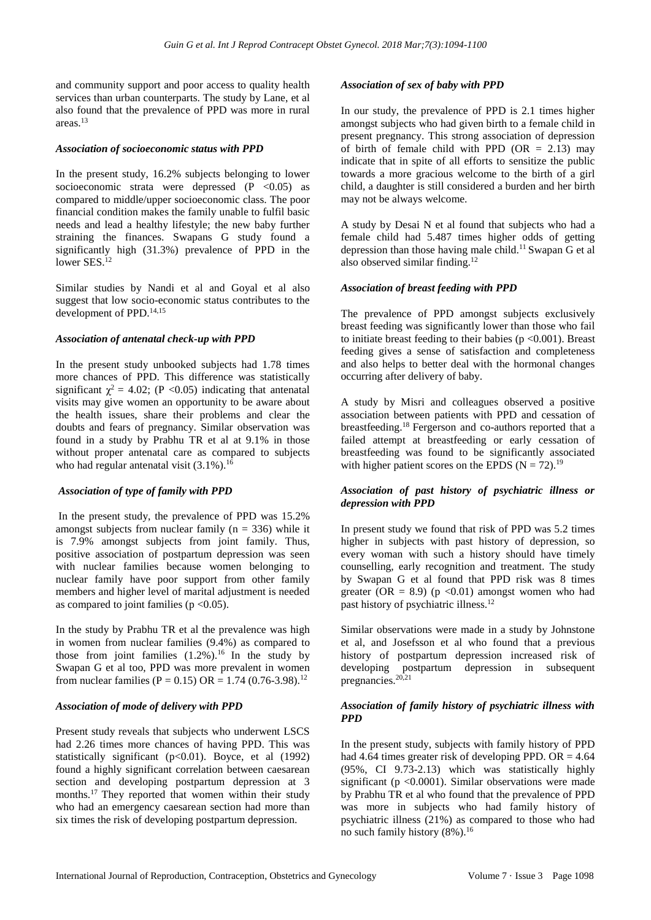and community support and poor access to quality health services than urban counterparts. The study by Lane, et al also found that the prevalence of PPD was more in rural areas.[13]

### *Association of socioeconomic status with PPD*

In the present study, 16.2% subjects belonging to lower socioeconomic strata were depressed ($P < 0.05$) as compared to middle/upper socioeconomic class. The poor financial condition makes the family unable to fulfil basic needs and lead a healthy lifestyle; the new baby further straining the finances. Swapans G study found a significantly high (31.3%) prevalence of PPD in the lower SES.[12]

Similar studies by Nandi et al and Goyal et al also suggest that low socio-economic status contributes to the development of PPD.[14,15]

### *Association of antenatal check-up with PPD*

In the present study unbooked subjects had 1.78 times more chances of PPD. This difference was statistically significant $\chi^2 = 4.02$; ($P < 0.05$) indicating that antenatal visits may give women an opportunity to be aware about the health issues, share their problems and clear the doubts and fears of pregnancy. Similar observation was found in a study by Prabhu TR et al at 9.1% in those without proper antenatal care as compared to subjects who had regular antenatal visit (3.1%).[16]

### *Association of type of family with PPD*

In the present study, the prevalence of PPD was 15.2% amongst subjects from nuclear family ($n = 336$) while it is 7.9% amongst subjects from joint family. Thus, positive association of postpartum depression was seen with nuclear families because women belonging to nuclear family have poor support from other family members and higher level of marital adjustment is needed as compared to joint families ($p < 0.05$).

In the study by Prabhu TR et al the prevalence was high in women from nuclear families (9.4%) as compared to those from joint families (1.2%).[16] In the study by Swapan G et al too, PPD was more prevalent in women from nuclear families ($P = 0.15$) OR = 1.74 (0.76-3.98).[12]

### *Association of mode of delivery with PPD*

Present study reveals that subjects who underwent LSCS had 2.26 times more chances of having PPD. This was statistically significant ($p < 0.01$). Boyce, et al (1992) found a highly significant correlation between caesarean section and developing postpartum depression at 3 months.[17] They reported that women within their study who had an emergency caesarean section had more than six times the risk of developing postpartum depression.

### *Association of sex of baby with PPD*

In our study, the prevalence of PPD is 2.1 times higher amongst subjects who had given birth to a female child in present pregnancy. This strong association of depression of birth of female child with PPD (OR = 2.13) may indicate that in spite of all efforts to sensitize the public towards a more gracious welcome to the birth of a girl child, a daughter is still considered a burden and her birth may not be always welcome.

A study by Desai N et al found that subjects who had a female child had 5.487 times higher odds of getting depression than those having male child.[11] Swapan G et al also observed similar finding.[12]

### *Association of breast feeding with PPD*

The prevalence of PPD amongst subjects exclusively breast feeding was significantly lower than those who fail to initiate breast feeding to their babies ($p < 0.001$). Breast feeding gives a sense of satisfaction and completeness and also helps to better deal with the hormonal changes occurring after delivery of baby.

A study by Misri and colleagues observed a positive association between patients with PPD and cessation of breastfeeding.[18] Fergerson and co-authors reported that a failed attempt at breastfeeding or early cessation of breastfeeding was found to be significantly associated with higher patient scores on the EPDS ($N = 72$).[19]

### *Association of past history of psychiatric illness or depression with PPD*

In present study we found that risk of PPD was 5.2 times higher in subjects with past history of depression, so every woman with such a history should have timely counselling, early recognition and treatment. The study by Swapan G et al found that PPD risk was 8 times greater (OR = 8.9) ($p < 0.01$) amongst women who had past history of psychiatric illness.[12]

Similar observations were made in a study by Johnstone et al, and Josefsson et al who found that a previous history of postpartum depression increased risk of developing postpartum depression in subsequent pregnancies.[20,21]

### *Association of family history of psychiatric illness with PPD*

In the present study, subjects with family history of PPD had 4.64 times greater risk of developing PPD. OR = 4.64 (95%, CI 9.73-2.13) which was statistically highly significant ($p < 0.0001$). Similar observations were made by Prabhu TR et al who found that the prevalence of PPD was more in subjects who had family history of psychiatric illness (21%) as compared to those who had no such family history (8%).[16]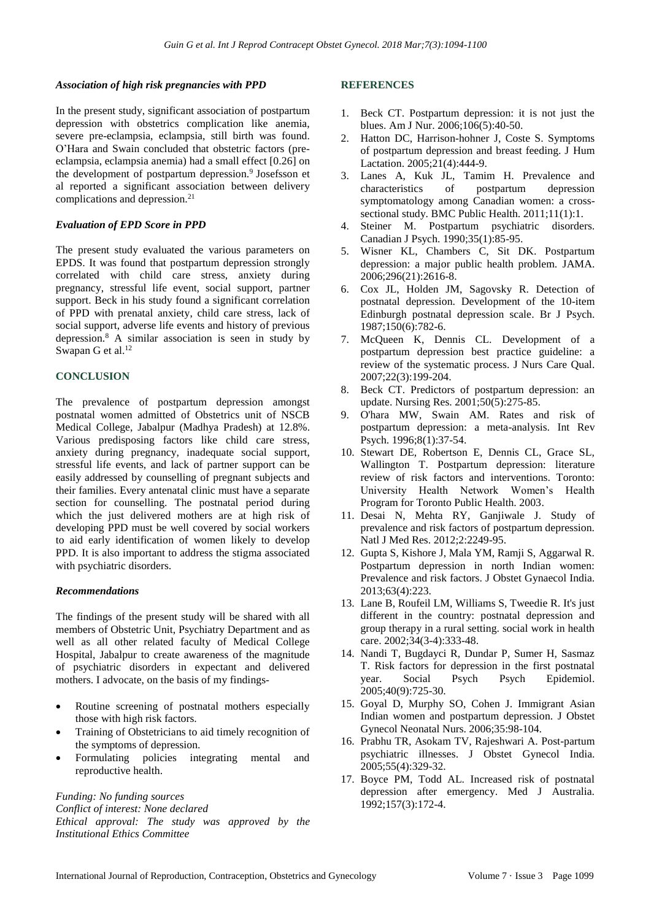### *Association of high risk pregnancies with PPD*

In the present study, significant association of postpartum depression with obstetrics complication like anemia, severe pre-eclampsia, eclampsia, still birth was found. O'Hara and Swain concluded that obstetric factors (pre-eclampsia, eclampsia anemia) had a small effect [0.26] on the development of postpartum depression.[9] Josefsson et al reported a significant association between delivery complications and depression.[21]

### *Evaluation of EPD Score in PPD*

The present study evaluated the various parameters on EPDS. It was found that postpartum depression strongly correlated with child care stress, anxiety during pregnancy, stressful life event, social support, partner support. Beck in his study found a significant correlation of PPD with prenatal anxiety, child care stress, lack of social support, adverse life events and history of previous depression.[8] A similar association is seen in study by Swapan G et al.[12]

## CONCLUSION

The prevalence of postpartum depression amongst postnatal women admitted of Obstetrics unit of NSCB Medical College, Jabalpur (Madhya Pradesh) at 12.8%. Various predisposing factors like child care stress, anxiety during pregnancy, inadequate social support, stressful life events, and lack of partner support can be easily addressed by counselling of pregnant subjects and their families. Every antenatal clinic must have a separate section for counselling. The postnatal period during which the just delivered mothers are at high risk of developing PPD must be well covered by social workers to aid early identification of women likely to develop PPD. It is also important to address the stigma associated with psychiatric disorders.

### *Recommendations*

The findings of the present study will be shared with all members of Obstetric Unit, Psychiatry Department and as well as all other related faculty of Medical College Hospital, Jabalpur to create awareness of the magnitude of psychiatric disorders in expectant and delivered mothers. I advocate, on the basis of my findings-

- Routine screening of postnatal mothers especially those with high risk factors.
- Training of Obstetricians to aid timely recognition of the symptoms of depression.
- Formulating policies integrating mental and reproductive health.

*Funding: No funding sources*
*Conflict of interest: None declared*
*Ethical approval: The study was approved by the Institutional Ethics Committee*

## REFERENCES

1. Beck CT. Postpartum depression: it is not just the blues. Am J Nur. 2006;106(5):40-50.
2. Hatton DC, Harrison-hohner J, Coste S. Symptoms of postpartum depression and breast feeding. J Hum Lactation. 2005;21(4):444-9.
3. Lanes A, Kuk JL, Tamim H. Prevalence and characteristics of postpartum depression symptomatology among Canadian women: a cross-sectional study. BMC Public Health. 2011;11(1):1.
4. Steiner M. Postpartum psychiatric disorders. Canadian J Psych. 1990;35(1):85-95.
5. Wisner KL, Chambers C, Sit DK. Postpartum depression: a major public health problem. JAMA. 2006;296(21):2616-8.
6. Cox JL, Holden JM, Sagovsky R. Detection of postnatal depression. Development of the 10-item Edinburgh postnatal depression scale. Br J Psych. 1987;150(6):782-6.
7. McQueen K, Dennis CL. Development of a postpartum depression best practice guideline: a review of the systematic process. J Nurs Care Qual. 2007;22(3):199-204.
8. Beck CT. Predictors of postpartum depression: an update. Nursing Res. 2001;50(5):275-85.
9. O'hara MW, Swain AM. Rates and risk of postpartum depression: a meta-analysis. Int Rev Psych. 1996;8(1):37-54.
10. Stewart DE, Robertson E, Dennis CL, Grace SL, Wallington T. Postpartum depression: literature review of risk factors and interventions. Toronto: University Health Network Women's Health Program for Toronto Public Health. 2003.
11. Desai N, Mehta RY, Ganjiwale J. Study of prevalence and risk factors of postpartum depression. Natl J Med Res. 2012;2:2249-95.
12. Gupta S, Kishore J, Mala YM, Ramji S, Aggarwal R. Postpartum depression in north Indian women: Prevalence and risk factors. J Obstet Gynaecol India. 2013;63(4):223.
13. Lane B, Roufeil LM, Williams S, Tweedie R. It's just different in the country: postnatal depression and group therapy in a rural setting. social work in health care. 2002;34(3-4):333-48.
14. Nandi T, Bugdayci R, Dundar P, Sumer H, Sasmaz T. Risk factors for depression in the first postnatal year. Social Psych Psych Epidemiol. 2005;40(9):725-30.
15. Goyal D, Murphy SO, Cohen J. Immigrant Asian Indian women and postpartum depression. J Obstet Gynecol Neonatal Nurs. 2006;35:98-104.
16. Prabhu TR, Asokam TV, Rajeshwari A. Post-partum psychiatric illnesses. J Obstet Gynecol India. 2005;55(4):329-32.
17. Boyce PM, Todd AL. Increased risk of postnatal depression after emergency. Med J Australia. 1992;157(3):172-4.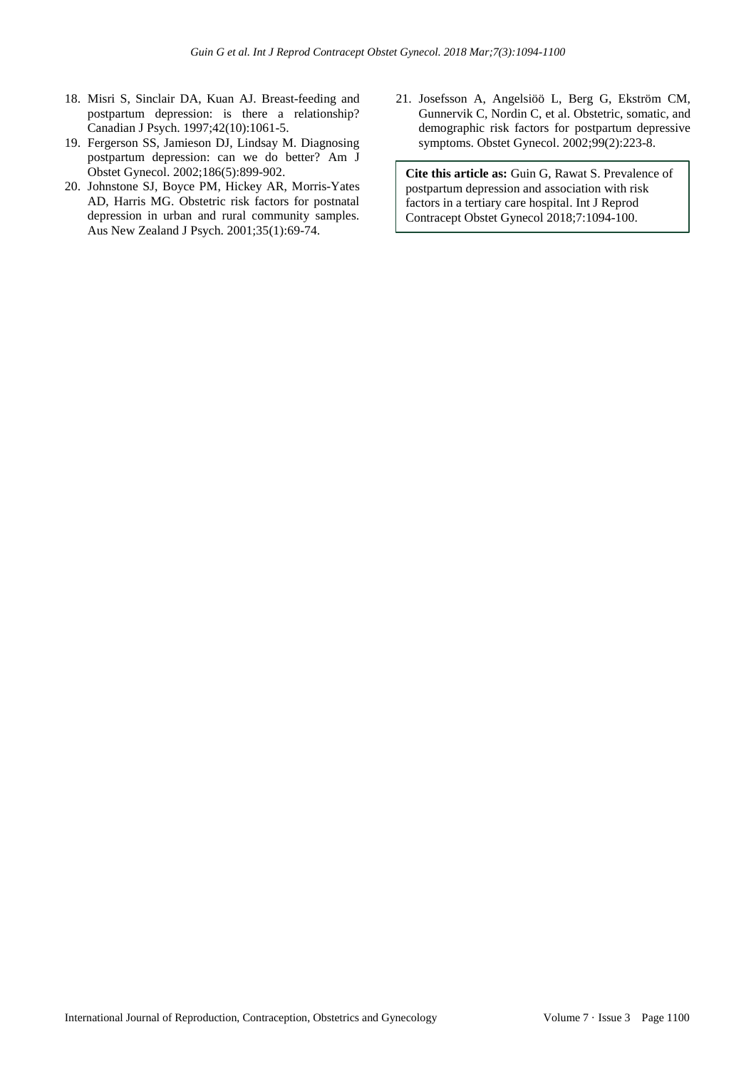18. Misri S, Sinclair DA, Kuan AJ. Breast-feeding and postpartum depression: is there a relationship? Canadian J Psych. 1997;42(10):1061-5.
19. Fergerson SS, Jamieson DJ, Lindsay M. Diagnosing postpartum depression: can we do better? Am J Obstet Gynecol. 2002;186(5):899-902.
20. Johnstone SJ, Boyce PM, Hickey AR, Morris-Yates AD, Harris MG. Obstetric risk factors for postnatal depression in urban and rural community samples. Aus New Zealand J Psych. 2001;35(1):69-74.
21. Josefsson A, Angelsiöö L, Berg G, Ekström CM, Gunnervik C, Nordin C, et al. Obstetric, somatic, and demographic risk factors for postpartum depressive symptoms. Obstet Gynecol. 2002;99(2):223-8.

**Cite this article as:** Guin G, Rawat S. Prevalence of postpartum depression and association with risk factors in a tertiary care hospital. Int J Reprod Contracept Obstet Gynecol 2018;7:1094-100.